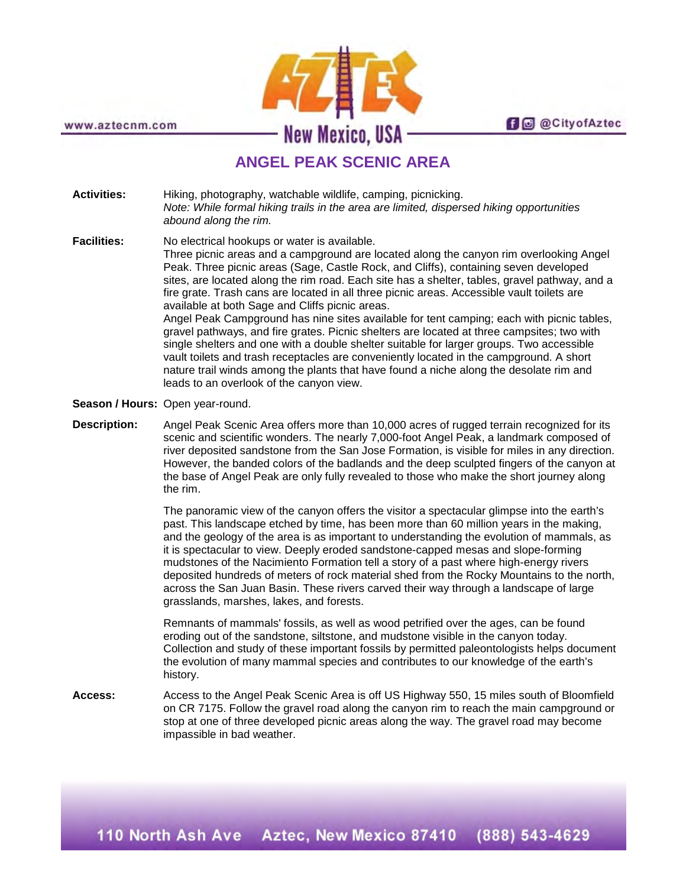# ANGEL PEAK SCENIC AREA

**Activities:** Hiking, photography, watchable wildlife, camping, picnicking.
*Note: While formal hiking trails in the area are limited, dispersed hiking opportunities abound along the rim.*

**Facilities:** No electrical hookups or water is available.
Three picnic areas and a campground are located along the canyon rim overlooking Angel Peak. Three picnic areas (Sage, Castle Rock, and Cliffs), containing seven developed sites, are located along the rim road. Each site has a shelter, tables, gravel pathway, and a fire grate. Trash cans are located in all three picnic areas. Accessible vault toilets are available at both Sage and Cliffs picnic areas.
Angel Peak Campground has nine sites available for tent camping; each with picnic tables, gravel pathways, and fire grates. Picnic shelters are located at three campsites; two with single shelters and one with a double shelter suitable for larger groups. Two accessible vault toilets and trash receptacles are conveniently located in the campground. A short nature trail winds among the plants that have found a niche along the desolate rim and leads to an overlook of the canyon view.

**Season / Hours:** Open year-round.

**Description:** Angel Peak Scenic Area offers more than 10,000 acres of rugged terrain recognized for its scenic and scientific wonders. The nearly 7,000-foot Angel Peak, a landmark composed of river deposited sandstone from the San Jose Formation, is visible for miles in any direction. However, the banded colors of the badlands and the deep sculpted fingers of the canyon at the base of Angel Peak are only fully revealed to those who make the short journey along the rim.

The panoramic view of the canyon offers the visitor a spectacular glimpse into the earth's past. This landscape etched by time, has been more than 60 million years in the making, and the geology of the area is as important to understanding the evolution of mammals, as it is spectacular to view. Deeply eroded sandstone-capped mesas and slope-forming mudstones of the Nacimiento Formation tell a story of a past where high-energy rivers deposited hundreds of meters of rock material shed from the Rocky Mountains to the north, across the San Juan Basin. These rivers carved their way through a landscape of large grasslands, marshes, lakes, and forests.

Remnants of mammals' fossils, as well as wood petrified over the ages, can be found eroding out of the sandstone, siltstone, and mudstone visible in the canyon today. Collection and study of these important fossils by permitted paleontologists helps document the evolution of many mammal species and contributes to our knowledge of the earth's history.

**Access:** Access to the Angel Peak Scenic Area is off US Highway 550, 15 miles south of Bloomfield on CR 7175. Follow the gravel road along the canyon rim to reach the main campground or stop at one of three developed picnic areas along the way. The gravel road may become impassible in bad weather.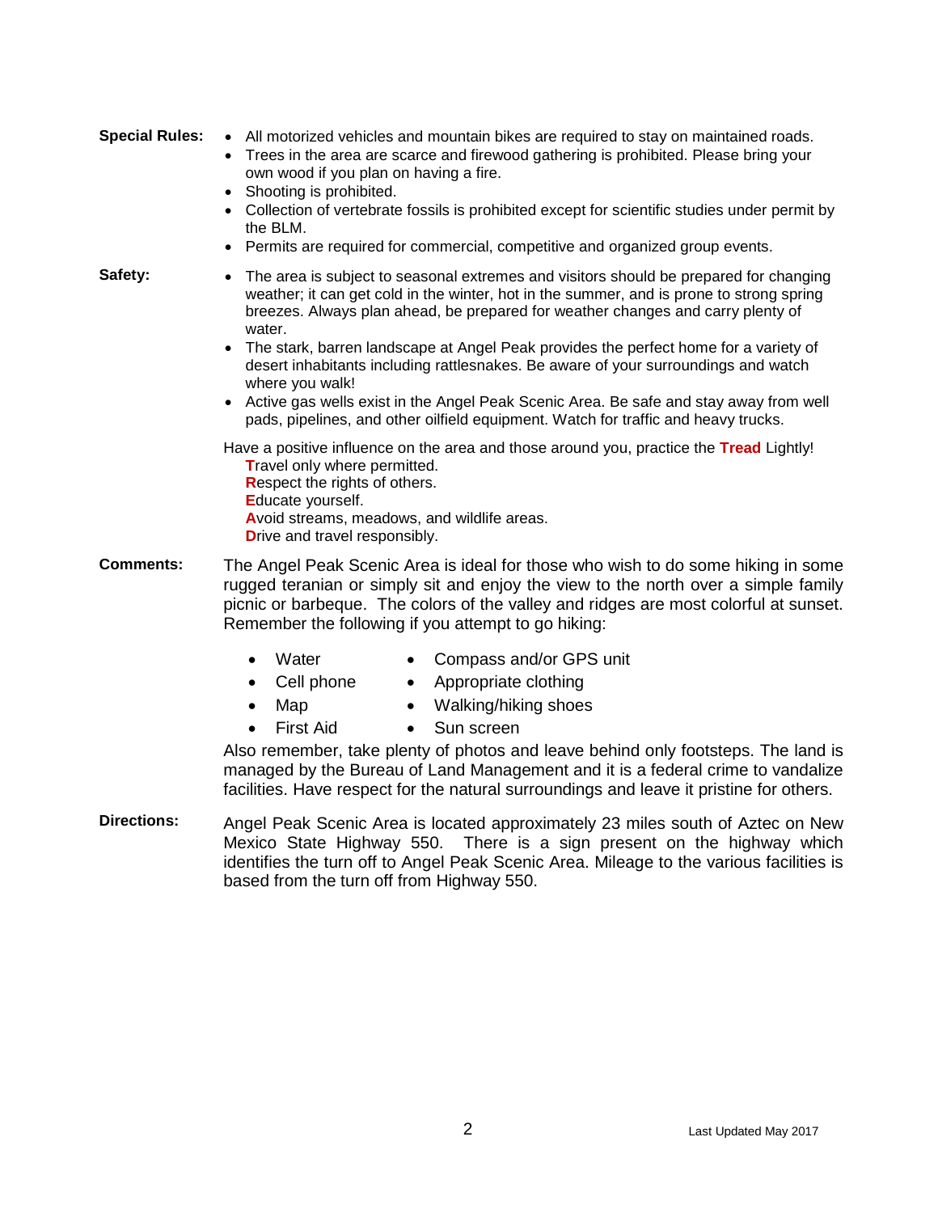**Special Rules:**

- All motorized vehicles and mountain bikes are required to stay on maintained roads.
- Trees in the area are scarce and firewood gathering is prohibited. Please bring your own wood if you plan on having a fire.
- Shooting is prohibited.
- Collection of vertebrate fossils is prohibited except for scientific studies under permit by the BLM.
- Permits are required for commercial, competitive and organized group events.

**Safety:**

- The area is subject to seasonal extremes and visitors should be prepared for changing weather; it can get cold in the winter, hot in the summer, and is prone to strong spring breezes. Always plan ahead, be prepared for weather changes and carry plenty of water.
- The stark, barren landscape at Angel Peak provides the perfect home for a variety of desert inhabitants including rattlesnakes. Be aware of your surroundings and watch where you walk!
- Active gas wells exist in the Angel Peak Scenic Area. Be safe and stay away from well pads, pipelines, and other oilfield equipment. Watch for traffic and heavy trucks.

Have a positive influence on the area and those around you, practice the **Tread** Lightly!

**T**ravel only where permitted.
**R**espect the rights of others.
**E**ducate yourself.
**A**void streams, meadows, and wildlife areas.
**D**rive and travel responsibly.

**Comments:**

The Angel Peak Scenic Area is ideal for those who wish to do some hiking in some rugged teranian or simply sit and enjoy the view to the north over a simple family picnic or barbeque. The colors of the valley and ridges are most colorful at sunset. Remember the following if you attempt to go hiking:

- Water
- Cell phone
- Map
- First Aid
- Compass and/or GPS unit
- Appropriate clothing
- Walking/hiking shoes
- Sun screen

Also remember, take plenty of photos and leave behind only footsteps. The land is managed by the Bureau of Land Management and it is a federal crime to vandalize facilities. Have respect for the natural surroundings and leave it pristine for others.

**Directions:**

Angel Peak Scenic Area is located approximately 23 miles south of Aztec on New Mexico State Highway 550. There is a sign present on the highway which identifies the turn off to Angel Peak Scenic Area. Mileage to the various facilities is based from the turn off from Highway 550.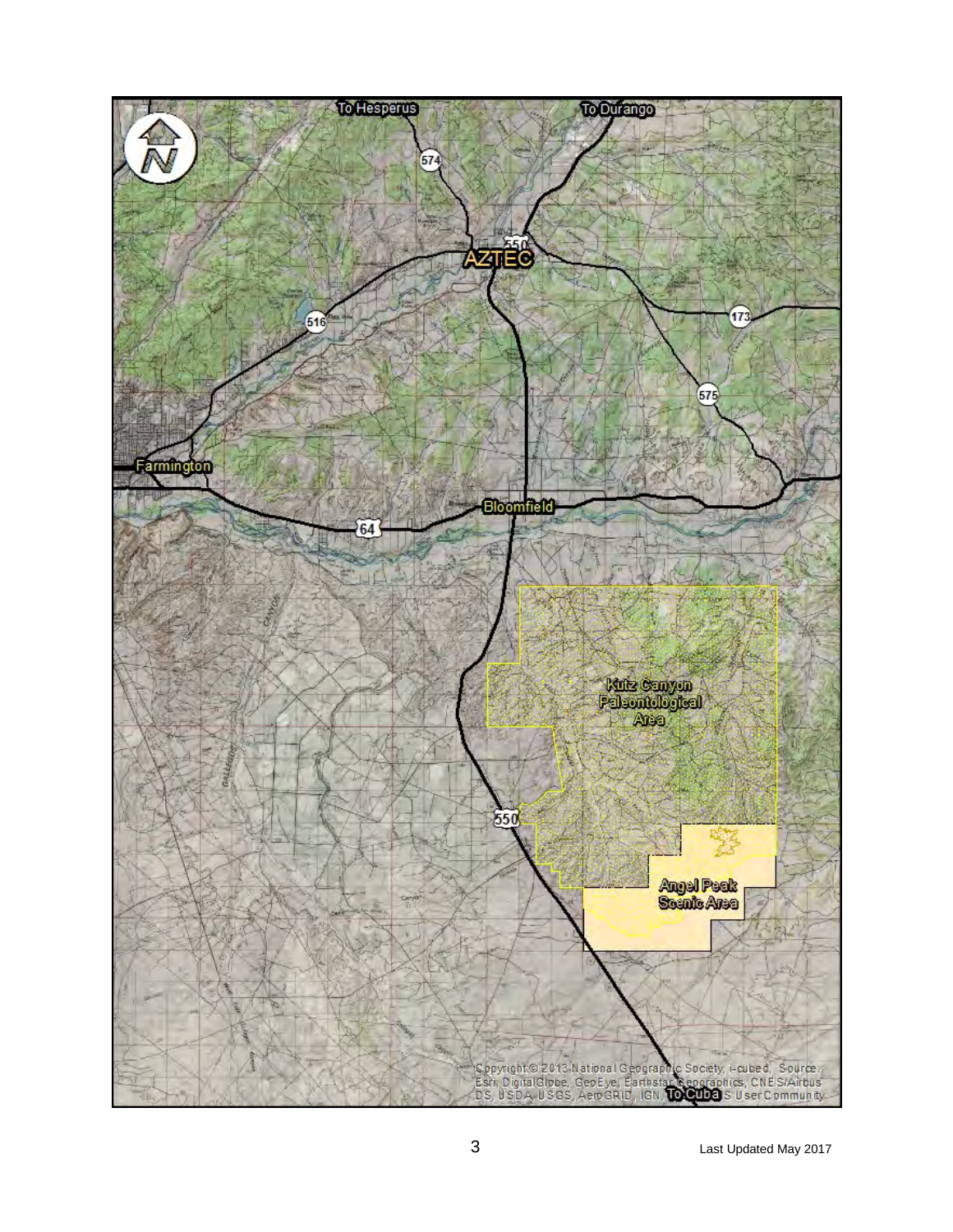To Hesperus

To Durango

N

574

550

AZTEC

516

173

575

Farmington

Bloomfield

64

Kutz Canyon Paleontological Area

550

Angel Peak Scenic Area

Copyright:© 2013 National Geographic Society, i-cubed, Source: Esri, DigitalGlobe, GeoEye, Earthstar Geographics, CNES/Airbus DS, USDA, USGS, AeroGRID, IGN, To Cuba S User Community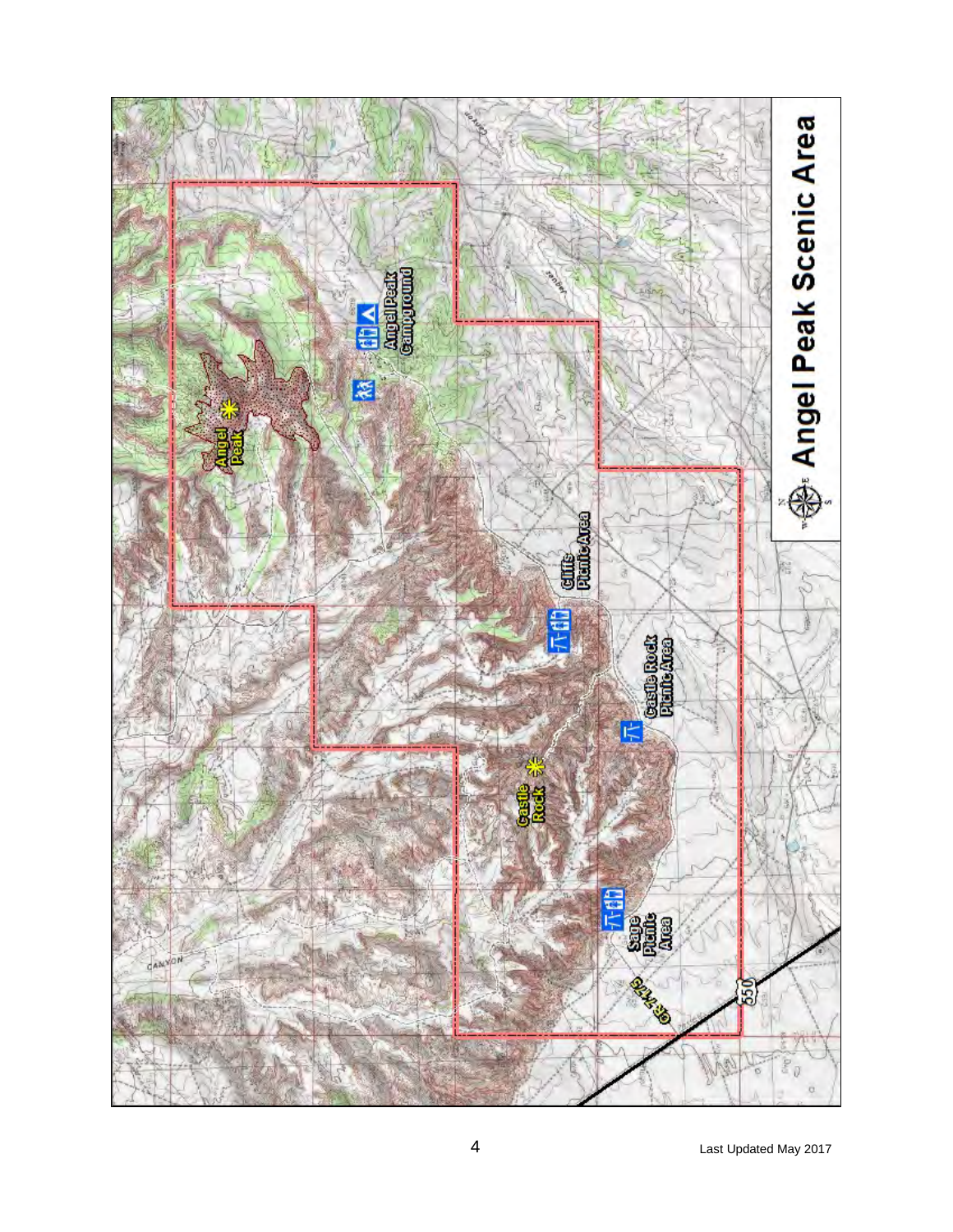# Angel Peak Scenic Area

Angel Peak

Angel Peak Campground

Cliffs Picnic Area

Castle Rock Picnic Area

Castle Rock

Sage Picnic Area

CR 7175

550

Last Updated May 2017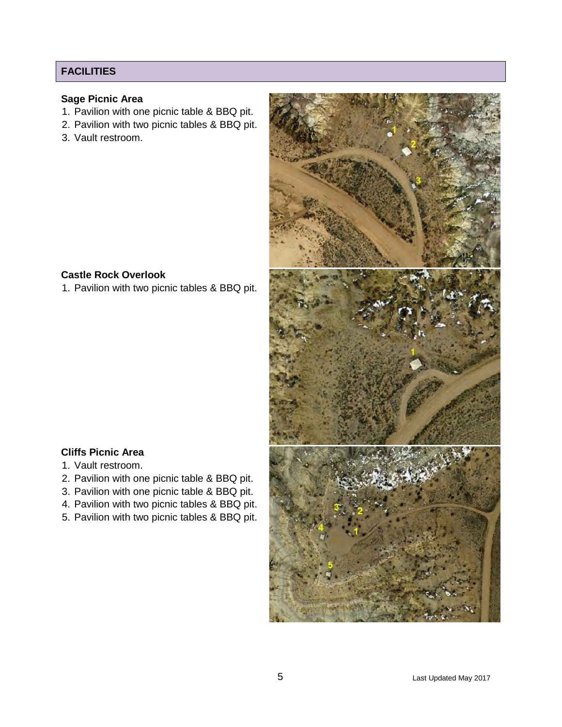## FACILITIES

**Sage Picnic Area**

1. Pavilion with one picnic table & BBQ pit.
2. Pavilion with two picnic tables & BBQ pit.
3. Vault restroom.

**Castle Rock Overlook**

1. Pavilion with two picnic tables & BBQ pit.

**Cliffs Picnic Area**

1. Vault restroom.
2. Pavilion with one picnic table & BBQ pit.
3. Pavilion with one picnic table & BBQ pit.
4. Pavilion with two picnic tables & BBQ pit.
5. Pavilion with two picnic tables & BBQ pit.

Last Updated May 2017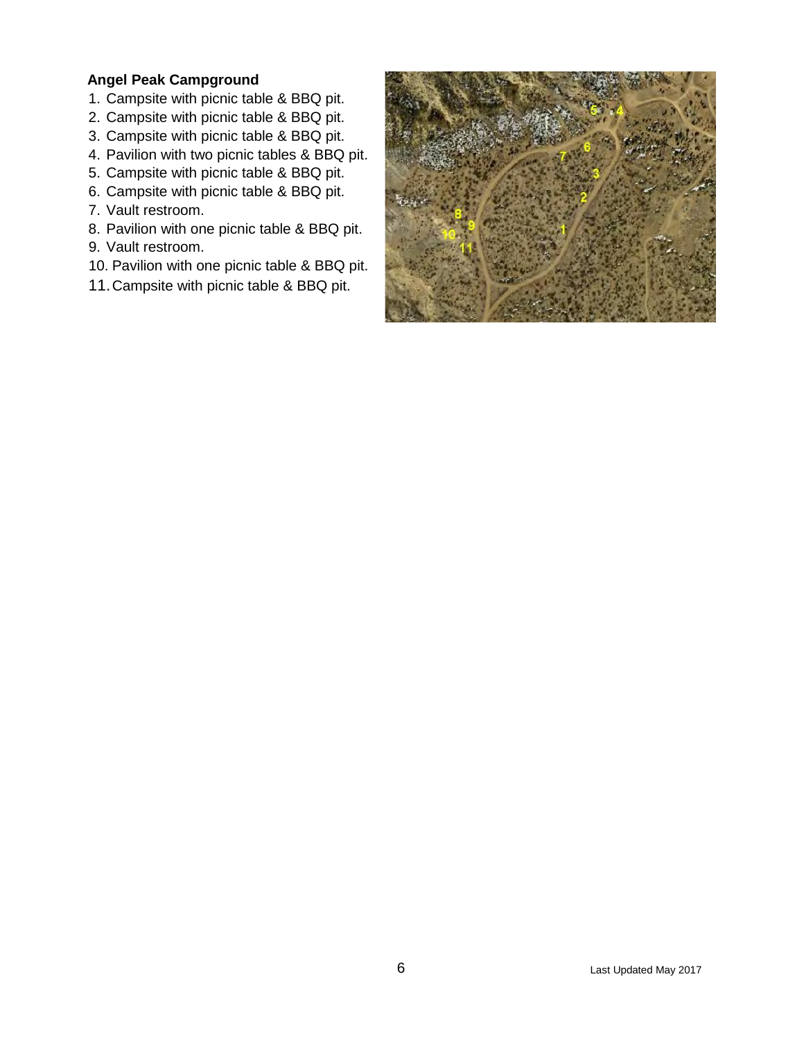**Angel Peak Campground**

1. Campsite with picnic table & BBQ pit.
2. Campsite with picnic table & BBQ pit.
3. Campsite with picnic table & BBQ pit.
4. Pavilion with two picnic tables & BBQ pit.
5. Campsite with picnic table & BBQ pit.
6. Campsite with picnic table & BBQ pit.
7. Vault restroom.
8. Pavilion with one picnic table & BBQ pit.
9. Vault restroom.
10. Pavilion with one picnic table & BBQ pit.
11. Campsite with picnic table & BBQ pit.

Last Updated May 2017